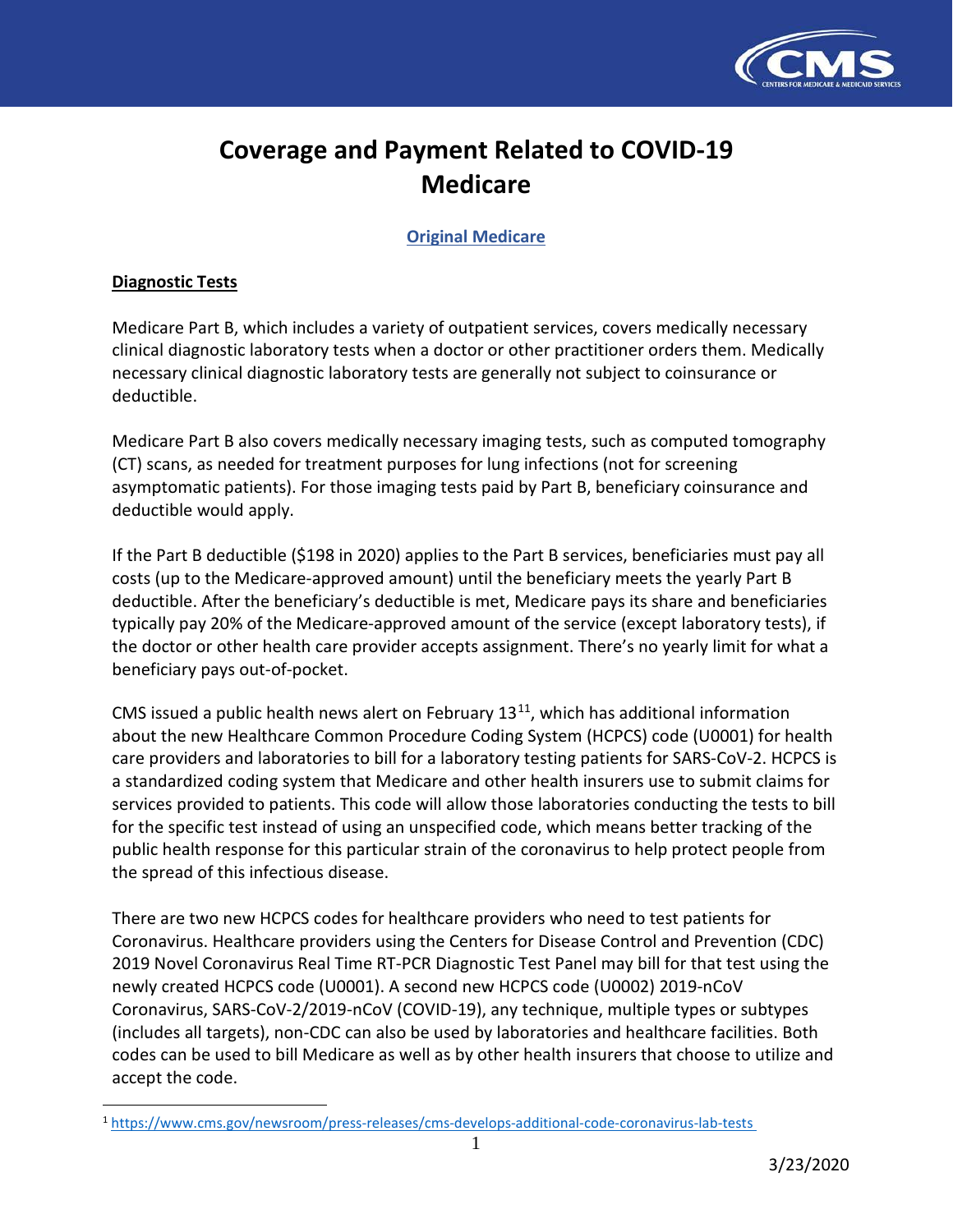# Coverage and Payment Related to COVID-19 Medicare

**Original Medicare**

**Diagnostic Tests**

Medicare Part B, which includes a variety of outpatient services, covers medically necessary clinical diagnostic laboratory tests when a doctor or other practitioner orders them. Medically necessary clinical diagnostic laboratory tests are generally not subject to coinsurance or deductible.

Medicare Part B also covers medically necessary imaging tests, such as computed tomography (CT) scans, as needed for treatment purposes for lung infections (not for screening asymptomatic patients). For those imaging tests paid by Part B, beneficiary coinsurance and deductible would apply.

If the Part B deductible ($198 in 2020) applies to the Part B services, beneficiaries must pay all costs (up to the Medicare-approved amount) until the beneficiary meets the yearly Part B deductible. After the beneficiary's deductible is met, Medicare pays its share and beneficiaries typically pay 20% of the Medicare-approved amount of the service (except laboratory tests), if the doctor or other health care provider accepts assignment. There's no yearly limit for what a beneficiary pays out-of-pocket.

CMS issued a public health news alert on February 13[1], which has additional information about the new Healthcare Common Procedure Coding System (HCPCS) code (U0001) for health care providers and laboratories to bill for a laboratory testing patients for SARS-CoV-2. HCPCS is a standardized coding system that Medicare and other health insurers use to submit claims for services provided to patients. This code will allow those laboratories conducting the tests to bill for the specific test instead of using an unspecified code, which means better tracking of the public health response for this particular strain of the coronavirus to help protect people from the spread of this infectious disease.

There are two new HCPCS codes for healthcare providers who need to test patients for Coronavirus. Healthcare providers using the Centers for Disease Control and Prevention (CDC) 2019 Novel Coronavirus Real Time RT-PCR Diagnostic Test Panel may bill for that test using the newly created HCPCS code (U0001). A second new HCPCS code (U0002) 2019-nCoV Coronavirus, SARS-CoV-2/2019-nCoV (COVID-19), any technique, multiple types or subtypes (includes all targets), non-CDC can also be used by laboratories and healthcare facilities. Both codes can be used to bill Medicare as well as by other health insurers that choose to utilize and accept the code.

[1] https://www.cms.gov/newsroom/press-releases/cms-develops-additional-code-coronavirus-lab-tests

3/23/2020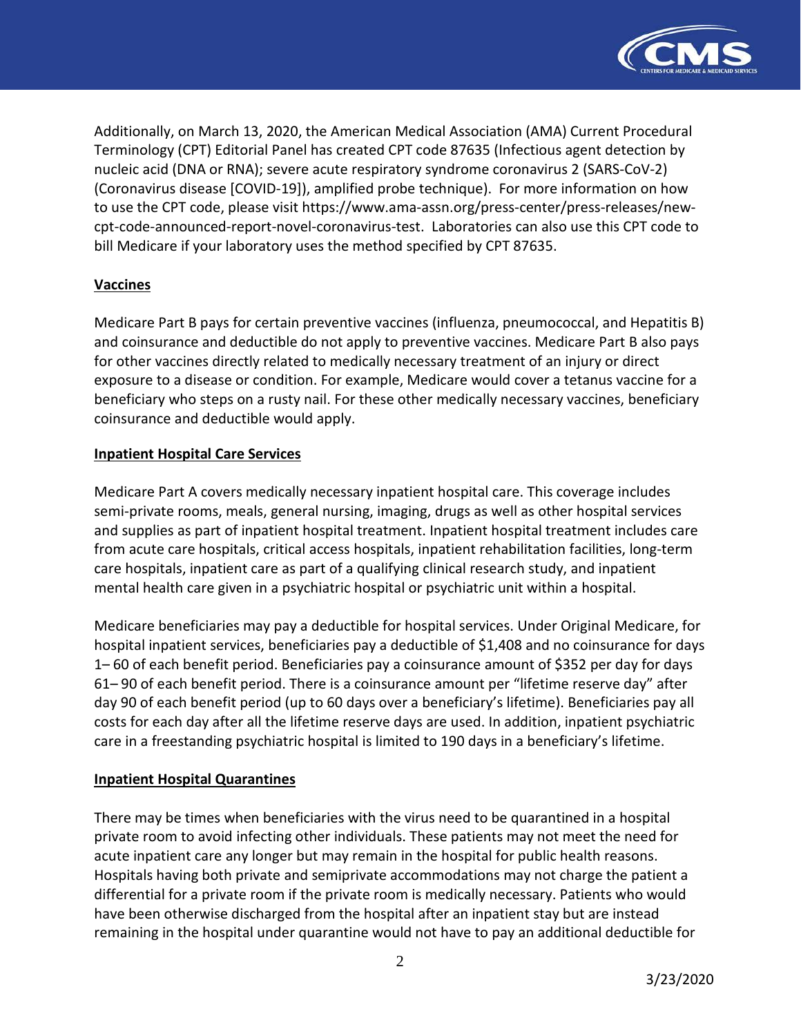Additionally, on March 13, 2020, the American Medical Association (AMA) Current Procedural Terminology (CPT) Editorial Panel has created CPT code 87635 (Infectious agent detection by nucleic acid (DNA or RNA); severe acute respiratory syndrome coronavirus 2 (SARS-CoV-2) (Coronavirus disease [COVID-19]), amplified probe technique). For more information on how to use the CPT code, please visit https://www.ama-assn.org/press-center/press-releases/new-cpt-code-announced-report-novel-coronavirus-test. Laboratories can also use this CPT code to bill Medicare if your laboratory uses the method specified by CPT 87635.

## Vaccines

Medicare Part B pays for certain preventive vaccines (influenza, pneumococcal, and Hepatitis B) and coinsurance and deductible do not apply to preventive vaccines. Medicare Part B also pays for other vaccines directly related to medically necessary treatment of an injury or direct exposure to a disease or condition. For example, Medicare would cover a tetanus vaccine for a beneficiary who steps on a rusty nail. For these other medically necessary vaccines, beneficiary coinsurance and deductible would apply.

## Inpatient Hospital Care Services

Medicare Part A covers medically necessary inpatient hospital care. This coverage includes semi-private rooms, meals, general nursing, imaging, drugs as well as other hospital services and supplies as part of inpatient hospital treatment. Inpatient hospital treatment includes care from acute care hospitals, critical access hospitals, inpatient rehabilitation facilities, long-term care hospitals, inpatient care as part of a qualifying clinical research study, and inpatient mental health care given in a psychiatric hospital or psychiatric unit within a hospital.

Medicare beneficiaries may pay a deductible for hospital services. Under Original Medicare, for hospital inpatient services, beneficiaries pay a deductible of $1,408 and no coinsurance for days 1– 60 of each benefit period. Beneficiaries pay a coinsurance amount of $352 per day for days 61– 90 of each benefit period. There is a coinsurance amount per "lifetime reserve day" after day 90 of each benefit period (up to 60 days over a beneficiary's lifetime). Beneficiaries pay all costs for each day after all the lifetime reserve days are used. In addition, inpatient psychiatric care in a freestanding psychiatric hospital is limited to 190 days in a beneficiary's lifetime.

## Inpatient Hospital Quarantines

There may be times when beneficiaries with the virus need to be quarantined in a hospital private room to avoid infecting other individuals. These patients may not meet the need for acute inpatient care any longer but may remain in the hospital for public health reasons. Hospitals having both private and semiprivate accommodations may not charge the patient a differential for a private room if the private room is medically necessary. Patients who would have been otherwise discharged from the hospital after an inpatient stay but are instead remaining in the hospital under quarantine would not have to pay an additional deductible for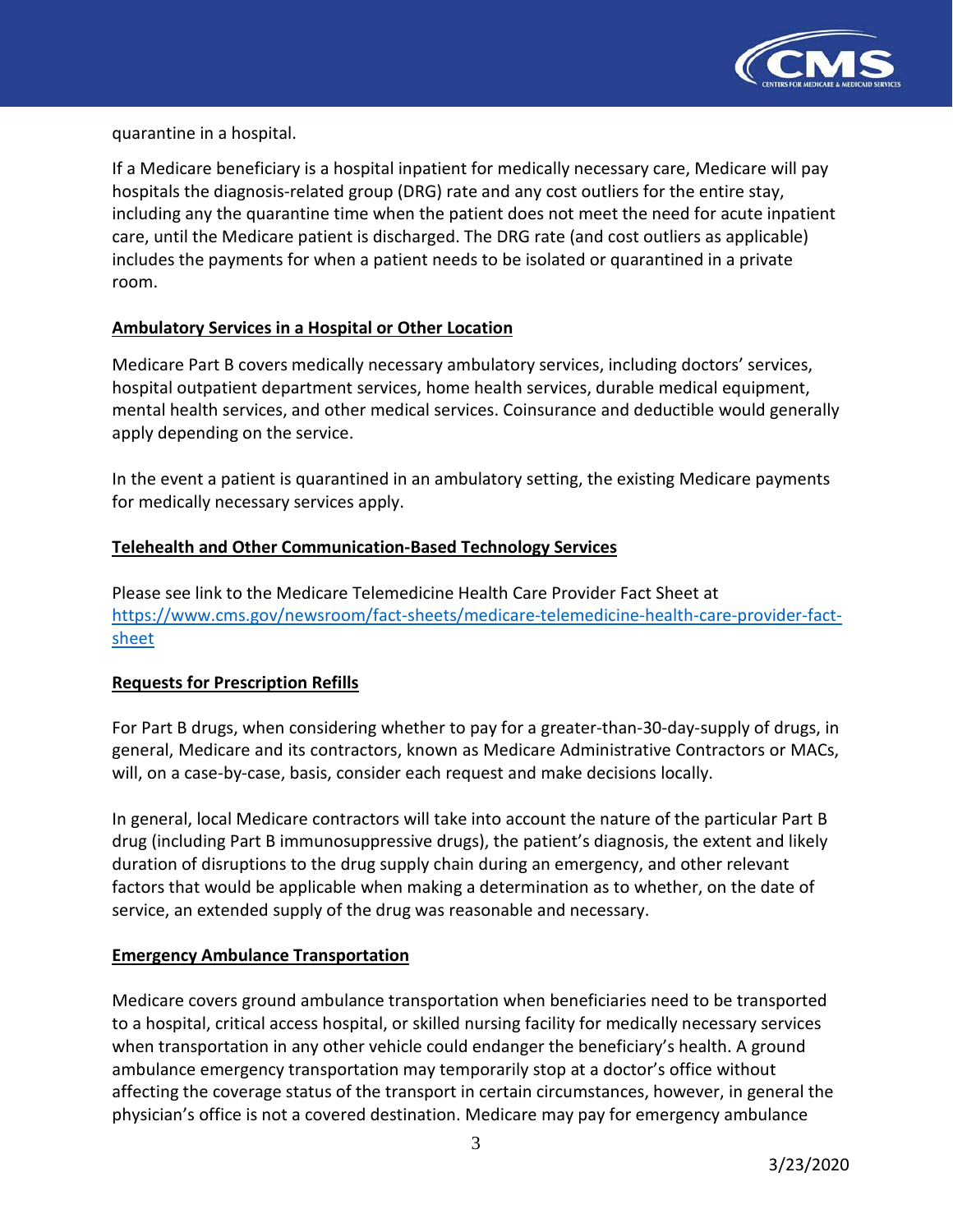quarantine in a hospital.

If a Medicare beneficiary is a hospital inpatient for medically necessary care, Medicare will pay hospitals the diagnosis-related group (DRG) rate and any cost outliers for the entire stay, including any the quarantine time when the patient does not meet the need for acute inpatient care, until the Medicare patient is discharged. The DRG rate (and cost outliers as applicable) includes the payments for when a patient needs to be isolated or quarantined in a private room.

**Ambulatory Services in a Hospital or Other Location**

Medicare Part B covers medically necessary ambulatory services, including doctors' services, hospital outpatient department services, home health services, durable medical equipment, mental health services, and other medical services. Coinsurance and deductible would generally apply depending on the service.

In the event a patient is quarantined in an ambulatory setting, the existing Medicare payments for medically necessary services apply.

**Telehealth and Other Communication-Based Technology Services**

Please see link to the Medicare Telemedicine Health Care Provider Fact Sheet at https://www.cms.gov/newsroom/fact-sheets/medicare-telemedicine-health-care-provider-fact-sheet

**Requests for Prescription Refills**

For Part B drugs, when considering whether to pay for a greater-than-30-day-supply of drugs, in general, Medicare and its contractors, known as Medicare Administrative Contractors or MACs, will, on a case-by-case, basis, consider each request and make decisions locally.

In general, local Medicare contractors will take into account the nature of the particular Part B drug (including Part B immunosuppressive drugs), the patient's diagnosis, the extent and likely duration of disruptions to the drug supply chain during an emergency, and other relevant factors that would be applicable when making a determination as to whether, on the date of service, an extended supply of the drug was reasonable and necessary.

**Emergency Ambulance Transportation**

Medicare covers ground ambulance transportation when beneficiaries need to be transported to a hospital, critical access hospital, or skilled nursing facility for medically necessary services when transportation in any other vehicle could endanger the beneficiary's health. A ground ambulance emergency transportation may temporarily stop at a doctor's office without affecting the coverage status of the transport in certain circumstances, however, in general the physician's office is not a covered destination. Medicare may pay for emergency ambulance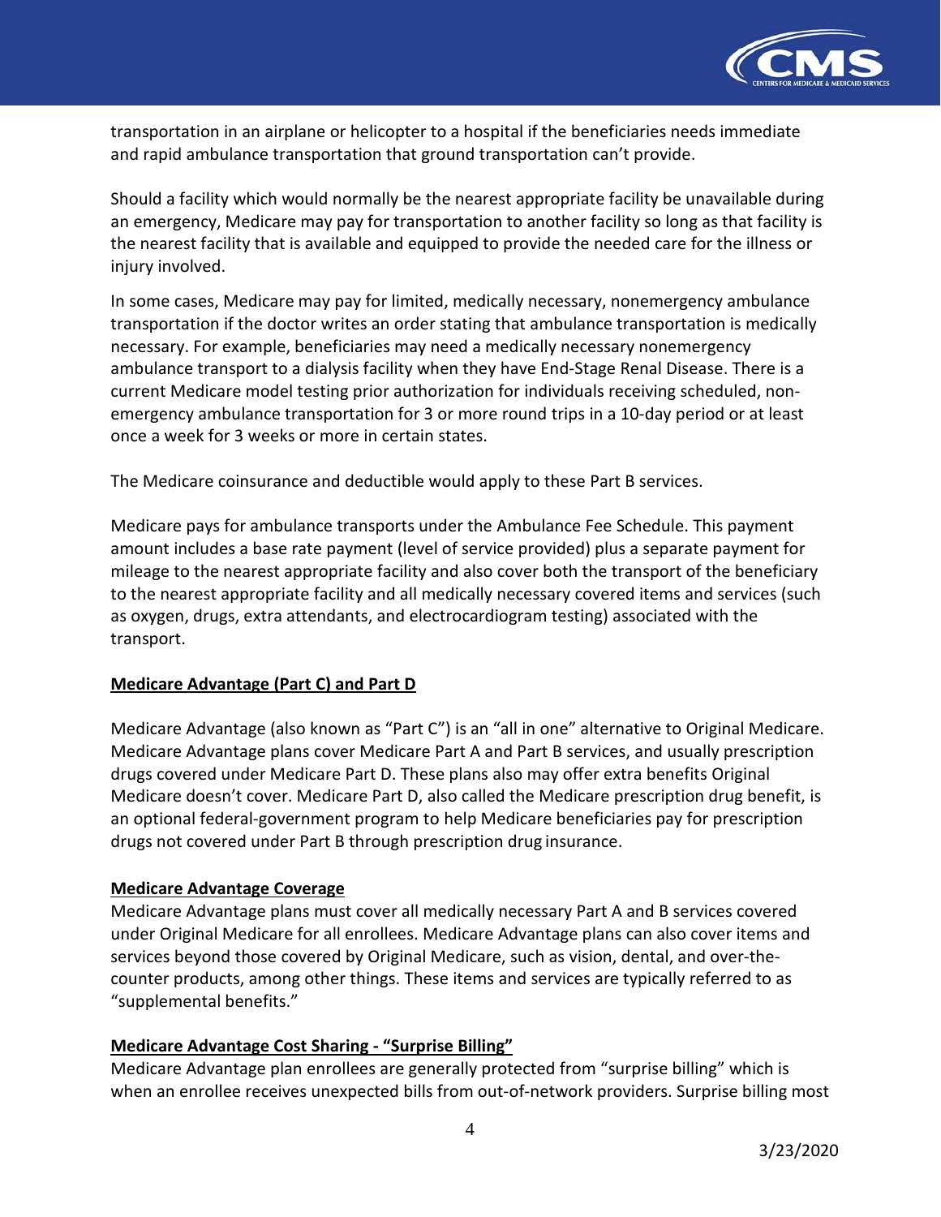transportation in an airplane or helicopter to a hospital if the beneficiaries needs immediate and rapid ambulance transportation that ground transportation can't provide.

Should a facility which would normally be the nearest appropriate facility be unavailable during an emergency, Medicare may pay for transportation to another facility so long as that facility is the nearest facility that is available and equipped to provide the needed care for the illness or injury involved.

In some cases, Medicare may pay for limited, medically necessary, nonemergency ambulance transportation if the doctor writes an order stating that ambulance transportation is medically necessary. For example, beneficiaries may need a medically necessary nonemergency ambulance transport to a dialysis facility when they have End-Stage Renal Disease. There is a current Medicare model testing prior authorization for individuals receiving scheduled, non-emergency ambulance transportation for 3 or more round trips in a 10-day period or at least once a week for 3 weeks or more in certain states.

The Medicare coinsurance and deductible would apply to these Part B services.

Medicare pays for ambulance transports under the Ambulance Fee Schedule. This payment amount includes a base rate payment (level of service provided) plus a separate payment for mileage to the nearest appropriate facility and also cover both the transport of the beneficiary to the nearest appropriate facility and all medically necessary covered items and services (such as oxygen, drugs, extra attendants, and electrocardiogram testing) associated with the transport.

## Medicare Advantage (Part C) and Part D

Medicare Advantage (also known as "Part C") is an "all in one" alternative to Original Medicare. Medicare Advantage plans cover Medicare Part A and Part B services, and usually prescription drugs covered under Medicare Part D. These plans also may offer extra benefits Original Medicare doesn't cover. Medicare Part D, also called the Medicare prescription drug benefit, is an optional federal-government program to help Medicare beneficiaries pay for prescription drugs not covered under Part B through prescription drug insurance.

## Medicare Advantage Coverage

Medicare Advantage plans must cover all medically necessary Part A and B services covered under Original Medicare for all enrollees. Medicare Advantage plans can also cover items and services beyond those covered by Original Medicare, such as vision, dental, and over-the-counter products, among other things. These items and services are typically referred to as "supplemental benefits."

## Medicare Advantage Cost Sharing - "Surprise Billing"

Medicare Advantage plan enrollees are generally protected from "surprise billing" which is when an enrollee receives unexpected bills from out-of-network providers. Surprise billing most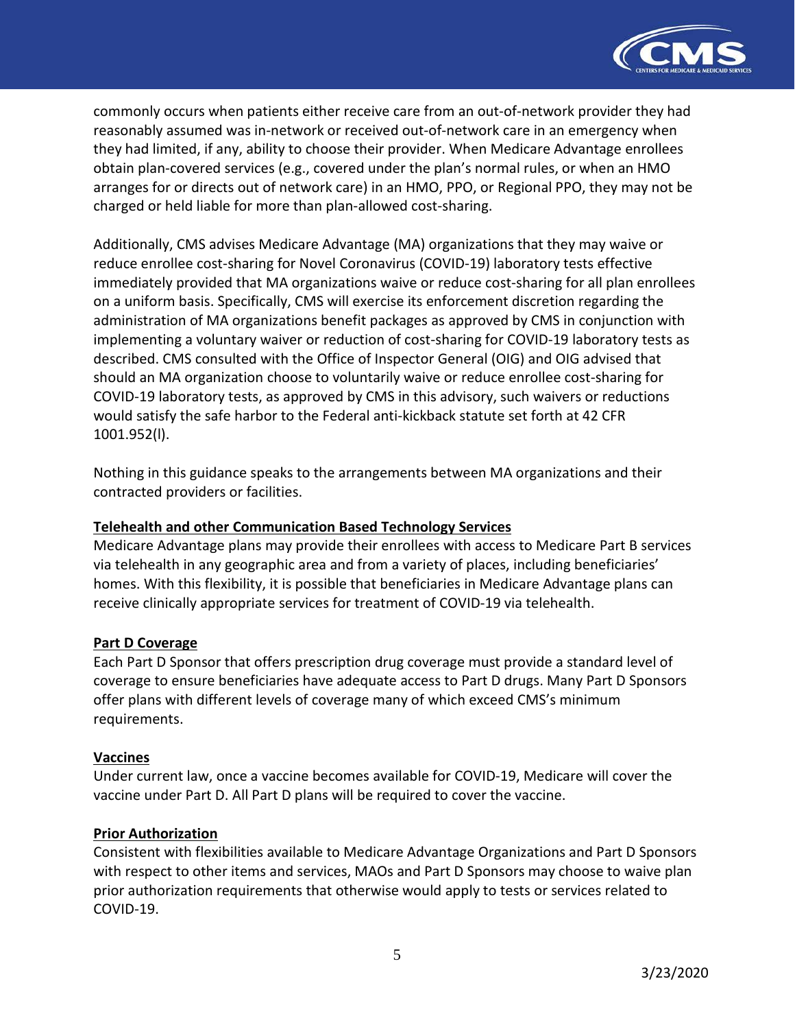commonly occurs when patients either receive care from an out-of-network provider they had reasonably assumed was in-network or received out-of-network care in an emergency when they had limited, if any, ability to choose their provider. When Medicare Advantage enrollees obtain plan-covered services (e.g., covered under the plan's normal rules, or when an HMO arranges for or directs out of network care) in an HMO, PPO, or Regional PPO, they may not be charged or held liable for more than plan-allowed cost-sharing.

Additionally, CMS advises Medicare Advantage (MA) organizations that they may waive or reduce enrollee cost-sharing for Novel Coronavirus (COVID-19) laboratory tests effective immediately provided that MA organizations waive or reduce cost-sharing for all plan enrollees on a uniform basis. Specifically, CMS will exercise its enforcement discretion regarding the administration of MA organizations benefit packages as approved by CMS in conjunction with implementing a voluntary waiver or reduction of cost-sharing for COVID-19 laboratory tests as described. CMS consulted with the Office of Inspector General (OIG) and OIG advised that should an MA organization choose to voluntarily waive or reduce enrollee cost-sharing for COVID-19 laboratory tests, as approved by CMS in this advisory, such waivers or reductions would satisfy the safe harbor to the Federal anti-kickback statute set forth at 42 CFR 1001.952(l).

Nothing in this guidance speaks to the arrangements between MA organizations and their contracted providers or facilities.

**Telehealth and other Communication Based Technology Services**

Medicare Advantage plans may provide their enrollees with access to Medicare Part B services via telehealth in any geographic area and from a variety of places, including beneficiaries' homes. With this flexibility, it is possible that beneficiaries in Medicare Advantage plans can receive clinically appropriate services for treatment of COVID-19 via telehealth.

**Part D Coverage**

Each Part D Sponsor that offers prescription drug coverage must provide a standard level of coverage to ensure beneficiaries have adequate access to Part D drugs. Many Part D Sponsors offer plans with different levels of coverage many of which exceed CMS's minimum requirements.

**Vaccines**

Under current law, once a vaccine becomes available for COVID-19, Medicare will cover the vaccine under Part D. All Part D plans will be required to cover the vaccine.

**Prior Authorization**

Consistent with flexibilities available to Medicare Advantage Organizations and Part D Sponsors with respect to other items and services, MAOs and Part D Sponsors may choose to waive plan prior authorization requirements that otherwise would apply to tests or services related to COVID-19.